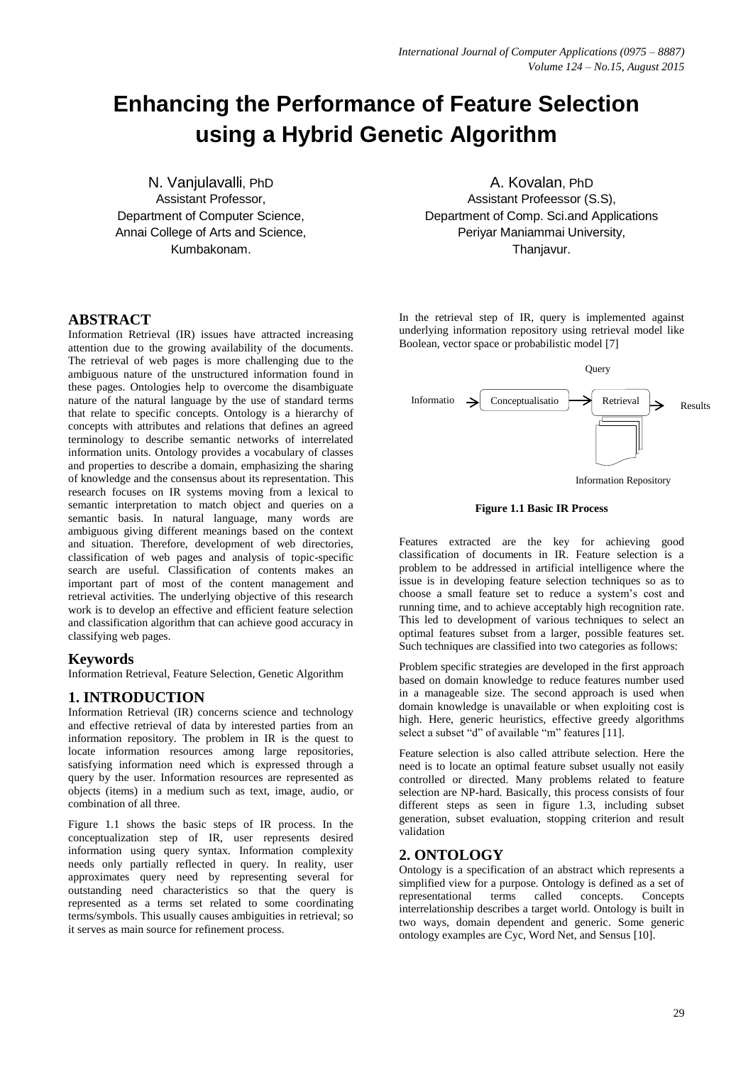# Enhancing the Performance of Feature Selection using a Hybrid Genetic Algorithm

N. Vanjulavalli, PhD
Assistant Professor,
Department of Computer Science,
Annai College of Arts and Science,
Kumbakonam.

A. Kovalan, PhD
Assistant Profeessor (S.S),
Department of Comp. Sci.and Applications
Periyar Maniammai University,
Thanjavur.

## ABSTRACT

Information Retrieval (IR) issues have attracted increasing attention due to the growing availability of the documents. The retrieval of web pages is more challenging due to the ambiguous nature of the unstructured information found in these pages. Ontologies help to overcome the disambiguate nature of the natural language by the use of standard terms that relate to specific concepts. Ontology is a hierarchy of concepts with attributes and relations that defines an agreed terminology to describe semantic networks of interrelated information units. Ontology provides a vocabulary of classes and properties to describe a domain, emphasizing the sharing of knowledge and the consensus about its representation. This research focuses on IR systems moving from a lexical to semantic interpretation to match object and queries on a semantic basis. In natural language, many words are ambiguous giving different meanings based on the context and situation. Therefore, development of web directories, classification of web pages and analysis of topic-specific search are useful. Classification of contents makes an important part of most of the content management and retrieval activities. The underlying objective of this research work is to develop an effective and efficient feature selection and classification algorithm that can achieve good accuracy in classifying web pages.

### Keywords

Information Retrieval, Feature Selection, Genetic Algorithm

## 1. INTRODUCTION

Information Retrieval (IR) concerns science and technology and effective retrieval of data by interested parties from an information repository. The problem in IR is the quest to locate information resources among large repositories, satisfying information need which is expressed through a query by the user. Information resources are represented as objects (items) in a medium such as text, image, audio, or combination of all three.

Figure 1.1 shows the basic steps of IR process. In the conceptualization step of IR, user represents desired information using query syntax. Information complexity needs only partially reflected in query. In reality, user approximates query need by representing several for outstanding need characteristics so that the query is represented as a terms set related to some coordinating terms/symbols. This usually causes ambiguities in retrieval; so it serves as main source for refinement process.

In the retrieval step of IR, query is implemented against underlying information repository using retrieval model like Boolean, vector space or probabilistic model [7]

Query

Informatio → Conceptualisatio → Retrieval → Results

Information Repository

**Figure 1.1 Basic IR Process**

Features extracted are the key for achieving good classification of documents in IR. Feature selection is a problem to be addressed in artificial intelligence where the issue is in developing feature selection techniques so as to choose a small feature set to reduce a system's cost and running time, and to achieve acceptably high recognition rate. This led to development of various techniques to select an optimal features subset from a larger, possible features set. Such techniques are classified into two categories as follows:

Problem specific strategies are developed in the first approach based on domain knowledge to reduce features number used in a manageable size. The second approach is used when domain knowledge is unavailable or when exploiting cost is high. Here, generic heuristics, effective greedy algorithms select a subset "d" of available "m" features [11].

Feature selection is also called attribute selection. Here the need is to locate an optimal feature subset usually not easily controlled or directed. Many problems related to feature selection are NP-hard. Basically, this process consists of four different steps as seen in figure 1.3, including subset generation, subset evaluation, stopping criterion and result validation

## 2. ONTOLOGY

Ontology is a specification of an abstract which represents a simplified view for a purpose. Ontology is defined as a set of representational terms called concepts. Concepts interrelationship describes a target world. Ontology is built in two ways, domain dependent and generic. Some generic ontology examples are Cyc, Word Net, and Sensus [10].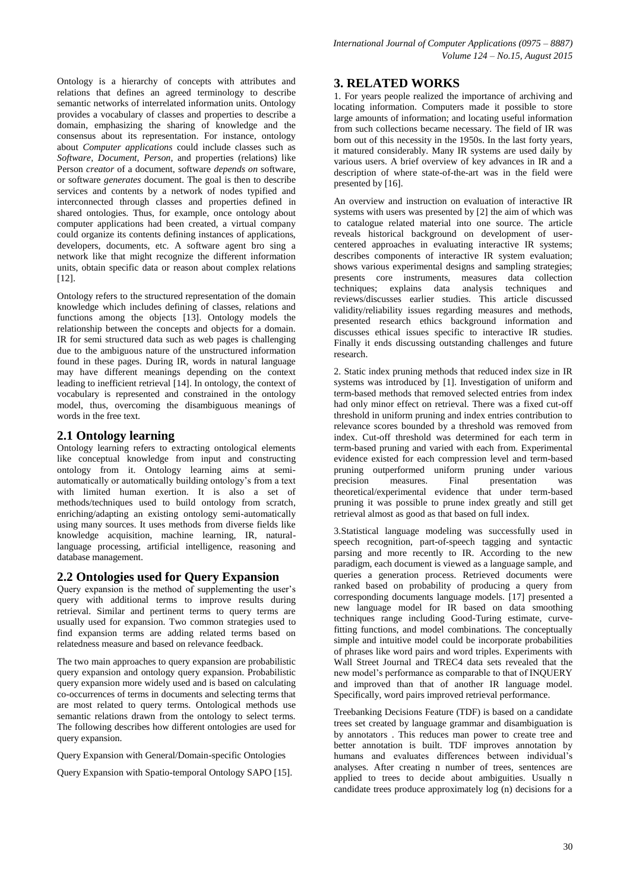Ontology is a hierarchy of concepts with attributes and relations that defines an agreed terminology to describe semantic networks of interrelated information units. Ontology provides a vocabulary of classes and properties to describe a domain, emphasizing the sharing of knowledge and the consensus about its representation. For instance, ontology about *Computer applications* could include classes such as *Software*, *Document*, *Person*, and properties (relations) like Person *creator* of a document, software *depends on* software, or software *generates* document. The goal is then to describe services and contents by a network of nodes typified and interconnected through classes and properties defined in shared ontologies. Thus, for example, once ontology about computer applications had been created, a virtual company could organize its contents defining instances of applications, developers, documents, etc. A software agent bro sing a network like that might recognize the different information units, obtain specific data or reason about complex relations [12].

Ontology refers to the structured representation of the domain knowledge which includes defining of classes, relations and functions among the objects [13]. Ontology models the relationship between the concepts and objects for a domain. IR for semi structured data such as web pages is challenging due to the ambiguous nature of the unstructured information found in these pages. During IR, words in natural language may have different meanings depending on the context leading to inefficient retrieval [14]. In ontology, the context of vocabulary is represented and constrained in the ontology model, thus, overcoming the disambiguous meanings of words in the free text.

## 2.1 Ontology learning

Ontology learning refers to extracting ontological elements like conceptual knowledge from input and constructing ontology from it. Ontology learning aims at semi-automatically or automatically building ontology's from a text with limited human exertion. It is also a set of methods/techniques used to build ontology from scratch, enriching/adapting an existing ontology semi-automatically using many sources. It uses methods from diverse fields like knowledge acquisition, machine learning, IR, natural-language processing, artificial intelligence, reasoning and database management.

## 2.2 Ontologies used for Query Expansion

Query expansion is the method of supplementing the user's query with additional terms to improve results during retrieval. Similar and pertinent terms to query terms are usually used for expansion. Two common strategies used to find expansion terms are adding related terms based on relatedness measure and based on relevance feedback.

The two main approaches to query expansion are probabilistic query expansion and ontology query expansion. Probabilistic query expansion more widely used and is based on calculating co-occurrences of terms in documents and selecting terms that are most related to query terms. Ontological methods use semantic relations drawn from the ontology to select terms. The following describes how different ontologies are used for query expansion.

Query Expansion with General/Domain-specific Ontologies

Query Expansion with Spatio-temporal Ontology SAPO [15].

# 3. RELATED WORKS

1. For years people realized the importance of archiving and locating information. Computers made it possible to store large amounts of information; and locating useful information from such collections became necessary. The field of IR was born out of this necessity in the 1950s. In the last forty years, it matured considerably. Many IR systems are used daily by various users. A brief overview of key advances in IR and a description of where state-of-the-art was in the field were presented by [16].

An overview and instruction on evaluation of interactive IR systems with users was presented by [2] the aim of which was to catalogue related material into one source. The article reveals historical background on development of user-centered approaches in evaluating interactive IR systems; describes components of interactive IR system evaluation; shows various experimental designs and sampling strategies; presents core instruments, measures data collection techniques; explains data analysis techniques and reviews/discusses earlier studies. This article discussed validity/reliability issues regarding measures and methods, presented research ethics background information and discusses ethical issues specific to interactive IR studies. Finally it ends discussing outstanding challenges and future research.

2. Static index pruning methods that reduced index size in IR systems was introduced by [1]. Investigation of uniform and term-based methods that removed selected entries from index had only minor effect on retrieval. There was a fixed cut-off threshold in uniform pruning and index entries contribution to relevance scores bounded by a threshold was removed from index. Cut-off threshold was determined for each term in term-based pruning and varied with each from. Experimental evidence existed for each compression level and term-based pruning outperformed uniform pruning under various precision measures. Final presentation was theoretical/experimental evidence that under term-based pruning it was possible to prune index greatly and still get retrieval almost as good as that based on full index.

3.Statistical language modeling was successfully used in speech recognition, part-of-speech tagging and syntactic parsing and more recently to IR. According to the new paradigm, each document is viewed as a language sample, and queries a generation process. Retrieved documents were ranked based on probability of producing a query from corresponding documents language models. [17] presented a new language model for IR based on data smoothing techniques range including Good-Turing estimate, curve-fitting functions, and model combinations. The conceptually simple and intuitive model could be incorporate probabilities of phrases like word pairs and word triples. Experiments with Wall Street Journal and TREC4 data sets revealed that the new model's performance as comparable to that of INQUERY and improved than that of another IR language model. Specifically, word pairs improved retrieval performance.

Treebanking Decisions Feature (TDF) is based on a candidate trees set created by language grammar and disambiguation is by annotators . This reduces man power to create tree and better annotation is built. TDF improves annotation by humans and evaluates differences between individual's analyses. After creating n number of trees, sentences are applied to trees to decide about ambiguities. Usually n candidate trees produce approximately log (n) decisions for a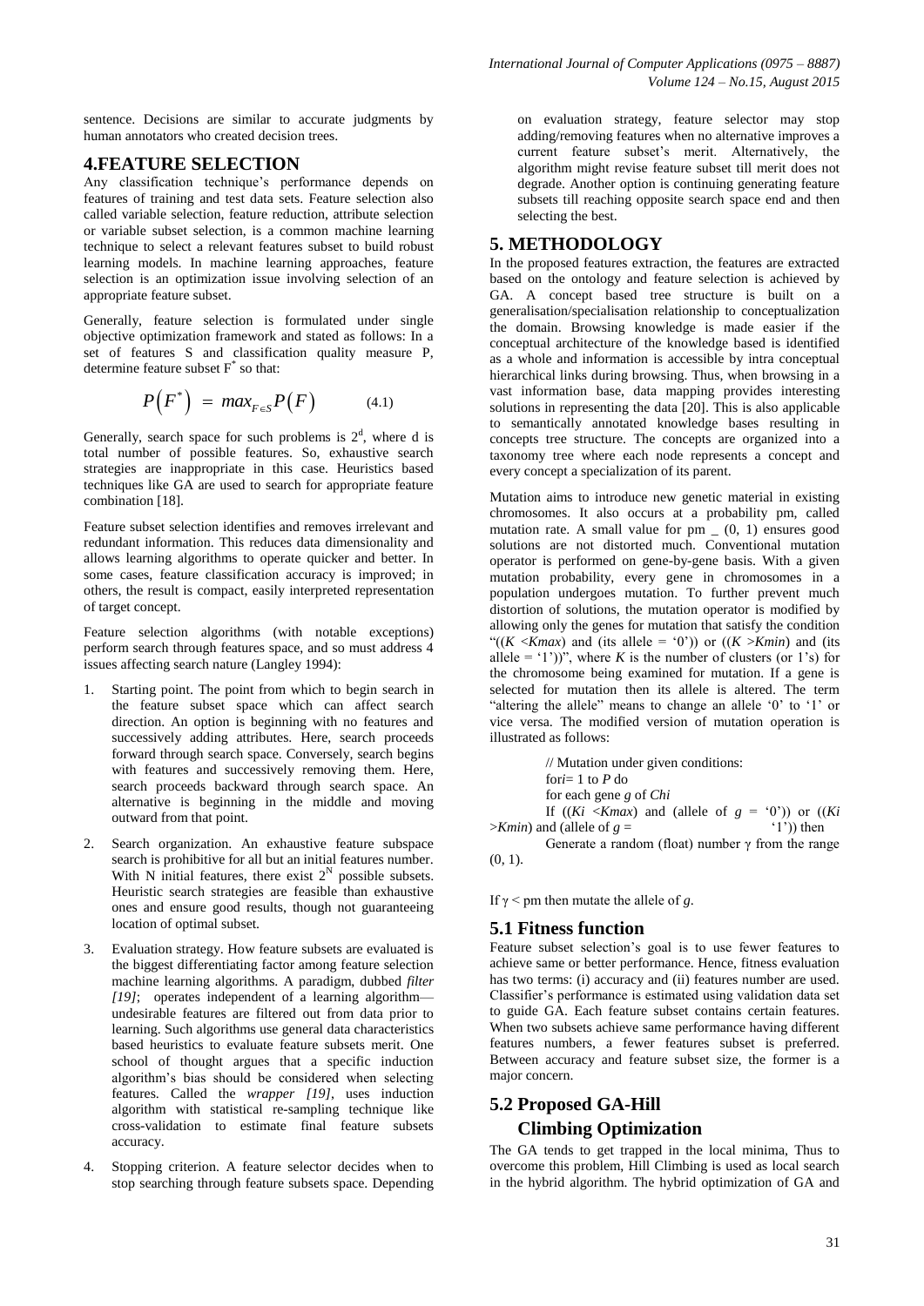sentence. Decisions are similar to accurate judgments by human annotators who created decision trees.

## 4.FEATURE SELECTION

Any classification technique's performance depends on features of training and test data sets. Feature selection also called variable selection, feature reduction, attribute selection or variable subset selection, is a common machine learning technique to select a relevant features subset to build robust learning models. In machine learning approaches, feature selection is an optimization issue involving selection of an appropriate feature subset.

Generally, feature selection is formulated under single objective optimization framework and stated as follows: In a set of features S and classification quality measure P, determine feature subset $F^*$ so that:

$$P\left(F^*\right) = max_{F \in S} P\left(F\right) \qquad (4.1)$$

Generally, search space for such problems is $2^d$, where d is total number of possible features. So, exhaustive search strategies are inappropriate in this case. Heuristics based techniques like GA are used to search for appropriate feature combination [18].

Feature subset selection identifies and removes irrelevant and redundant information. This reduces data dimensionality and allows learning algorithms to operate quicker and better. In some cases, feature classification accuracy is improved; in others, the result is compact, easily interpreted representation of target concept.

Feature selection algorithms (with notable exceptions) perform search through features space, and so must address 4 issues affecting search nature (Langley 1994):

1. Starting point. The point from which to begin search in the feature subset space which can affect search direction. An option is beginning with no features and successively adding attributes. Here, search proceeds forward through search space. Conversely, search begins with features and successively removing them. Here, search proceeds backward through search space. An alternative is beginning in the middle and moving outward from that point.
2. Search organization. An exhaustive feature subspace search is prohibitive for all but an initial features number. With N initial features, there exist $2^N$ possible subsets. Heuristic search strategies are feasible than exhaustive ones and ensure good results, though not guaranteeing location of optimal subset.
3. Evaluation strategy. How feature subsets are evaluated is the biggest differentiating factor among feature selection machine learning algorithms. A paradigm, dubbed *filter [19]*; operates independent of a learning algorithm—undesirable features are filtered out from data prior to learning. Such algorithms use general data characteristics based heuristics to evaluate feature subsets merit. One school of thought argues that a specific induction algorithm's bias should be considered when selecting features. Called the *wrapper [19]*, uses induction algorithm with statistical re-sampling technique like cross-validation to estimate final feature subsets accuracy.
4. Stopping criterion. A feature selector decides when to stop searching through feature subsets space. Depending on evaluation strategy, feature selector may stop adding/removing features when no alternative improves a current feature subset's merit. Alternatively, the algorithm might revise feature subset till merit does not degrade. Another option is continuing generating feature subsets till reaching opposite search space end and then selecting the best.

## 5. METHODOLOGY

In the proposed features extraction, the features are extracted based on the ontology and feature selection is achieved by GA. A concept based tree structure is built on a generalisation/specialisation relationship to conceptualization the domain. Browsing knowledge is made easier if the conceptual architecture of the knowledge based is identified as a whole and information is accessible by intra conceptual hierarchical links during browsing. Thus, when browsing in a vast information base, data mapping provides interesting solutions in representing the data [20]. This is also applicable to semantically annotated knowledge bases resulting in concepts tree structure. The concepts are organized into a taxonomy tree where each node represents a concept and every concept a specialization of its parent.

Mutation aims to introduce new genetic material in existing chromosomes. It also occurs at a probability pm, called mutation rate. A small value for pm _ (0, 1) ensures good solutions are not distorted much. Conventional mutation operator is performed on gene-by-gene basis. With a given mutation probability, every gene in chromosomes in a population undergoes mutation. To further prevent much distortion of solutions, the mutation operator is modified by allowing only the genes for mutation that satisfy the condition "((*K* <*Kmax*) and (its allele = '0')) or ((*K* >*Kmin*) and (its allele = '1'))", where *K* is the number of clusters (or 1's) for the chromosome being examined for mutation. If a gene is selected for mutation then its allele is altered. The term "altering the allele" means to change an allele '0' to '1' or vice versa. The modified version of mutation operation is illustrated as follows:

```
// Mutation under given conditions:
fori= 1 to P do
for each gene g of Chi
If ((Ki <Kmax) and (allele of g = '0')) or ((Ki >Kmin) and (allele of g = '1')) then
Generate a random (float) number γ from the range (0, 1).
```

If $\gamma <$ pm then mutate the allele of *g*.

### 5.1 Fitness function

Feature subset selection's goal is to use fewer features to achieve same or better performance. Hence, fitness evaluation has two terms: (i) accuracy and (ii) features number are used. Classifier's performance is estimated using validation data set to guide GA. Each feature subset contains certain features. When two subsets achieve same performance having different features numbers, a fewer features subset is preferred. Between accuracy and feature subset size, the former is a major concern.

### 5.2 Proposed GA-Hill Climbing Optimization

The GA tends to get trapped in the local minima, Thus to overcome this problem, Hill Climbing is used as local search in the hybrid algorithm. The hybrid optimization of GA and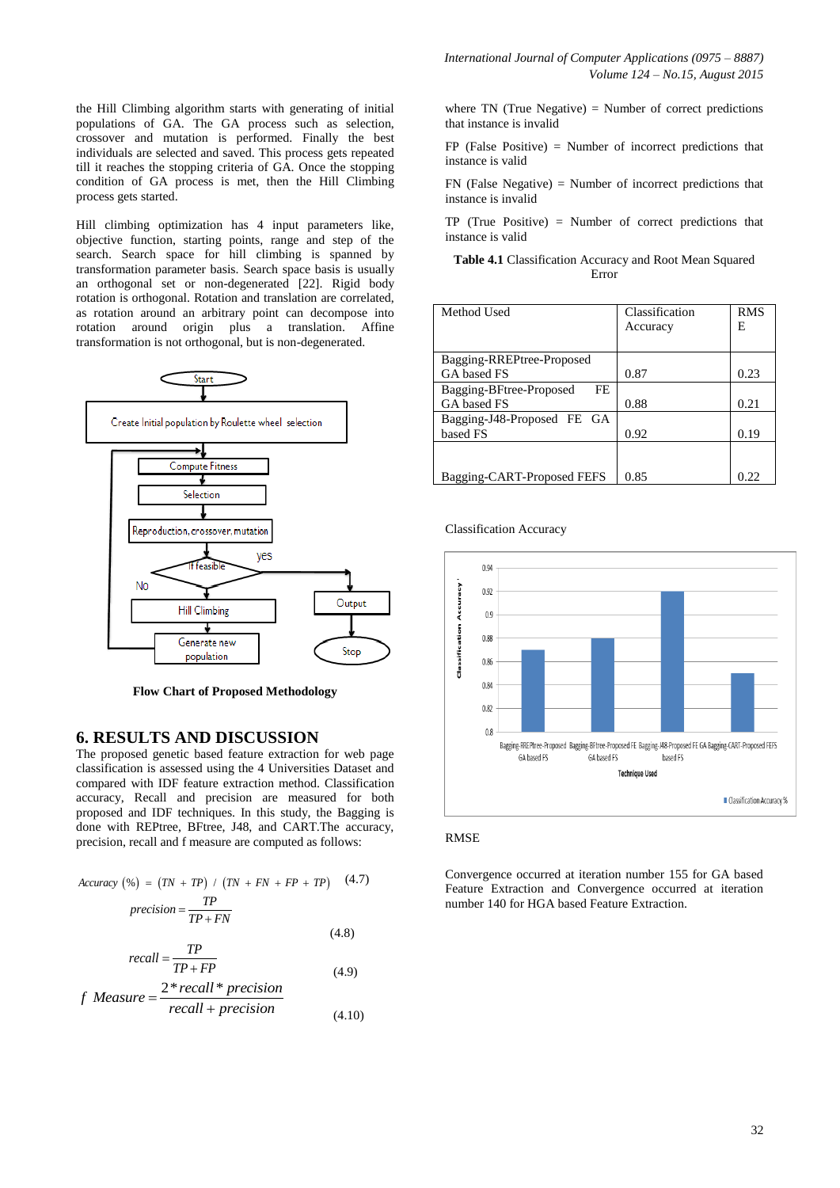the Hill Climbing algorithm starts with generating of initial populations of GA. The GA process such as selection, crossover and mutation is performed. Finally the best individuals are selected and saved. This process gets repeated till it reaches the stopping criteria of GA. Once the stopping condition of GA process is met, then the Hill Climbing process gets started.

Hill climbing optimization has 4 input parameters like, objective function, starting points, range and step of the search. Search space for hill climbing is spanned by transformation parameter basis. Search space basis is usually an orthogonal set or non-degenerated [22]. Rigid body rotation is orthogonal. Rotation and translation are correlated, as rotation around an arbitrary point can decompose into rotation around origin plus a translation. Affine transformation is not orthogonal, but is non-degenerated.

Start

Create Initial population by Roulette wheel selection

Compute Fitness

Selection

Reproduction, crossover, mutation

If feasible

yes

No

Hill Climbing

Output

Generate new population

Stop

**Flow Chart of Proposed Methodology**

## 6. RESULTS AND DISCUSSION

The proposed genetic based feature extraction for web page classification is assessed using the 4 Universities Dataset and compared with IDF feature extraction method. Classification accuracy, Recall and precision are measured for both proposed and IDF techniques. In this study, the Bagging is done with REPtree, BFtree, J48, and CART.The accuracy, precision, recall and f measure are computed as follows:

$$Accuracy\ (\%) = (TN + TP)\ /\ (TN + FN + FP + TP) \quad (4.7)$$

$$precision = \frac{TP}{TP + FN} \quad (4.8)$$

$$recall = \frac{TP}{TP + FP} \quad (4.9)$$

$$f\ \ Measure = \frac{2 * recall * precision}{recall + precision} \quad (4.10)$$

where TN (True Negative) = Number of correct predictions that instance is invalid

FP (False Positive) = Number of incorrect predictions that instance is valid

FN (False Negative) = Number of incorrect predictions that instance is invalid

TP (True Positive) = Number of correct predictions that instance is valid

**Table 4.1** Classification Accuracy and Root Mean Squared Error

| Method Used | Classification Accuracy | RMSE |
|---|---|---|
| Bagging-RREPtree-Proposed GA based FS | 0.87 | 0.23 |
| Bagging-BFtree-Proposed FE GA based FS | 0.88 | 0.21 |
| Bagging-J48-Proposed FE GA based FS | 0.92 | 0.19 |
| Bagging-CART-Proposed FEFS | 0.85 | 0.22 |

Classification Accuracy

Classification Accuracy

0.94, 0.92, 0.9, 0.88, 0.86, 0.84, 0.82, 0.8

Bagging-RREPtree-Proposed GA based FS, Bagging-BFtree-Proposed FE GA based FS, Bagging-J48-Proposed FE GA based FS, Bagging-CART-Proposed FEFS

Technique Used

Classification Accuracy %

RMSE

Convergence occurred at iteration number 155 for GA based Feature Extraction and Convergence occurred at iteration number 140 for HGA based Feature Extraction.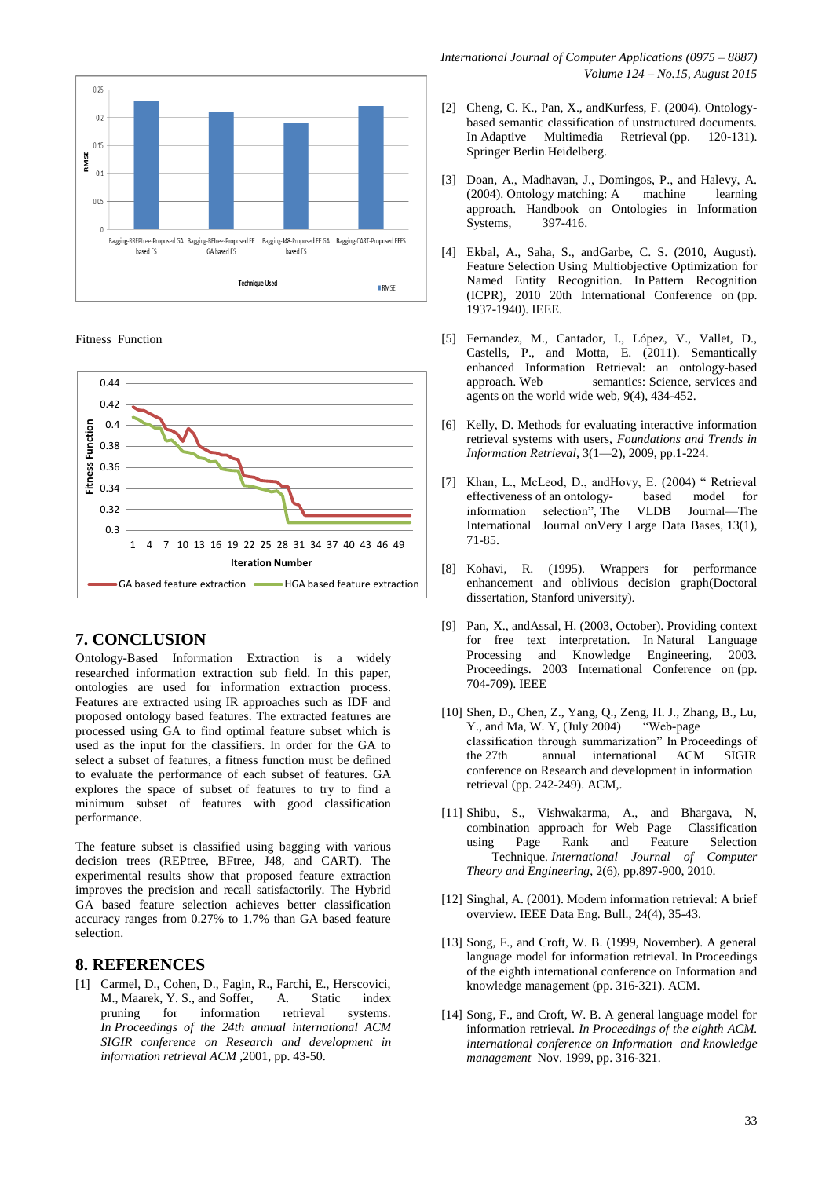Fitness Function

## 7. CONCLUSION

Ontology-Based Information Extraction is a widely researched information extraction sub field. In this paper, ontologies are used for information extraction process. Features are extracted using IR approaches such as IDF and proposed ontology based features. The extracted features are processed using GA to find optimal feature subset which is used as the input for the classifiers. In order for the GA to select a subset of features, a fitness function must be defined to evaluate the performance of each subset of features. GA explores the space of subset of features to try to find a minimum subset of features with good classification performance.

The feature subset is classified using bagging with various decision trees (REPtree, BFtree, J48, and CART). The experimental results show that proposed feature extraction improves the precision and recall satisfactorily. The Hybrid GA based feature selection achieves better classification accuracy ranges from 0.27% to 1.7% than GA based feature selection.

## 8. REFERENCES

[1] Carmel, D., Cohen, D., Fagin, R., Farchi, E., Herscovici, M., Maarek, Y. S., and Soffer, A. Static index pruning for information retrieval systems. *In Proceedings of the 24th annual international ACM SIGIR conference on Research and development in information retrieval ACM* ,2001, pp. 43-50.

[2] Cheng, C. K., Pan, X., andKurfess, F. (2004). Ontology-based semantic classification of unstructured documents. In Adaptive Multimedia Retrieval (pp. 120-131). Springer Berlin Heidelberg.

[3] Doan, A., Madhavan, J., Domingos, P., and Halevy, A. (2004). Ontology matching: A machine learning approach. Handbook on Ontologies in Information Systems, 397-416.

[4] Ekbal, A., Saha, S., andGarbe, C. S. (2010, August). Feature Selection Using Multiobjective Optimization for Named Entity Recognition. In Pattern Recognition (ICPR), 2010 20th International Conference on (pp. 1937-1940). IEEE.

[5] Fernandez, M., Cantador, I., López, V., Vallet, D., Castells, P., and Motta, E. (2011). Semantically enhanced Information Retrieval: an ontology-based approach. Web semantics: Science, services and agents on the world wide web, 9(4), 434-452.

[6] Kelly, D. Methods for evaluating interactive information retrieval systems with users, *Foundations and Trends in Information Retrieval*, 3(1—2), 2009, pp.1-224.

[7] Khan, L., McLeod, D., andHovy, E. (2004) " Retrieval effectiveness of an ontology- based model for information selection", The VLDB Journal—The International Journal onVery Large Data Bases, 13(1), 71-85.

[8] Kohavi, R. (1995). Wrappers for performance enhancement and oblivious decision graph(Doctoral dissertation, Stanford university).

[9] Pan, X., andAssal, H. (2003, October). Providing context for free text interpretation. In Natural Language Processing and Knowledge Engineering, 2003. Proceedings. 2003 International Conference on (pp. 704-709). IEEE

[10] Shen, D., Chen, Z., Yang, Q., Zeng, H. J., Zhang, B., Lu, Y., and Ma, W. Y, (July 2004) "Web-page classification through summarization" In Proceedings of the 27th annual international ACM SIGIR conference on Research and development in information retrieval (pp. 242-249). ACM,.

[11] Shibu, S., Vishwakarma, A., and Bhargava, N, combination approach for Web Page Classification using Page Rank and Feature Selection Technique. *International Journal of Computer Theory and Engineering*, 2(6), pp.897-900, 2010.

[12] Singhal, A. (2001). Modern information retrieval: A brief overview. IEEE Data Eng. Bull., 24(4), 35-43.

[13] Song, F., and Croft, W. B. (1999, November). A general language model for information retrieval. In Proceedings of the eighth international conference on Information and knowledge management (pp. 316-321). ACM.

[14] Song, F., and Croft, W. B. A general language model for information retrieval. *In Proceedings of the eighth ACM. international conference on Information and knowledge management* Nov. 1999, pp. 316-321.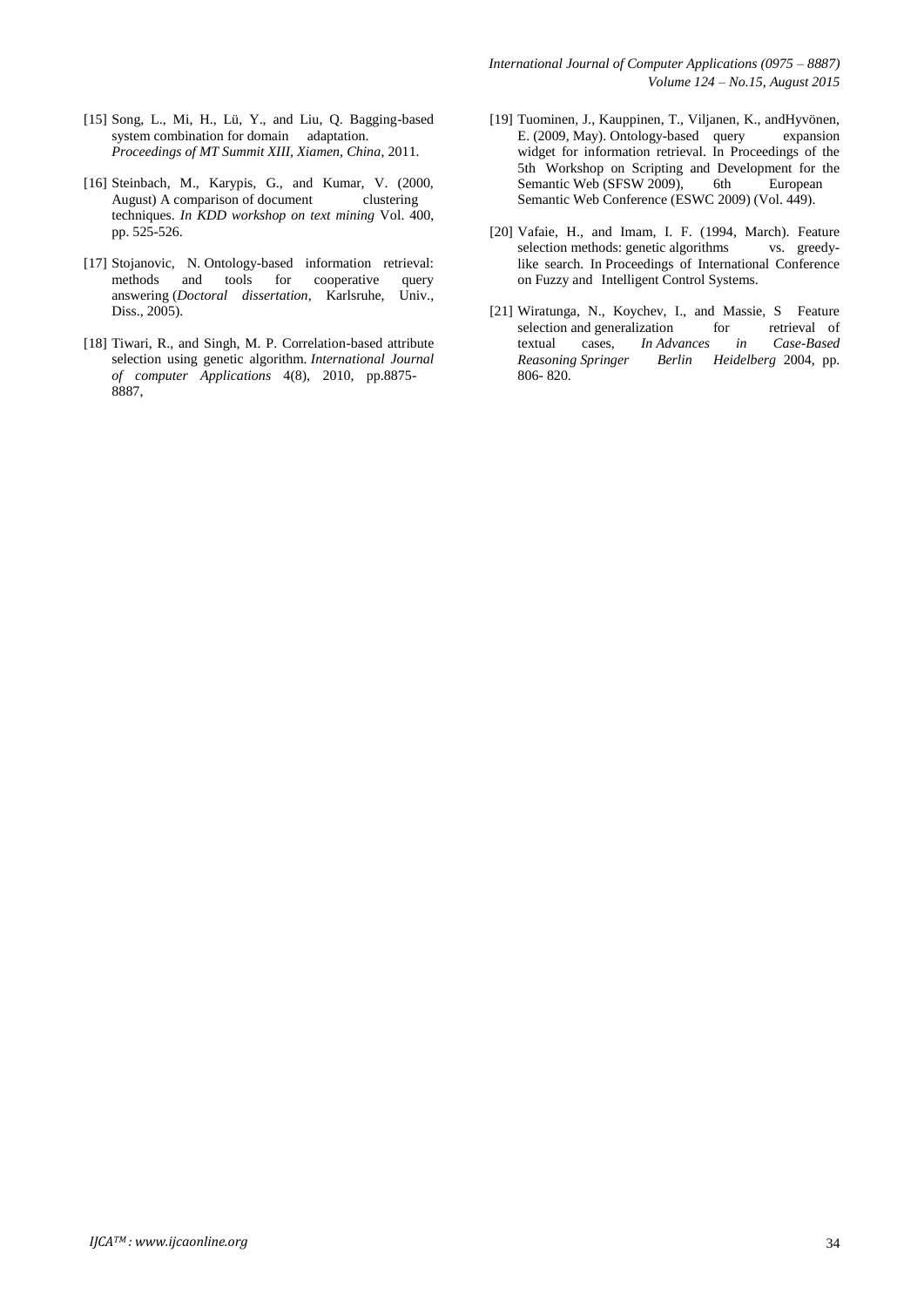[15] Song, L., Mi, H., Lü, Y., and Liu, Q. Bagging-based system combination for domain adaptation. *Proceedings of MT Summit XIII, Xiamen, China*, 2011.

[16] Steinbach, M., Karypis, G., and Kumar, V. (2000, August) A comparison of document clustering techniques. *In KDD workshop on text mining* Vol. 400, pp. 525-526.

[17] Stojanovic, N. Ontology-based information retrieval: methods and tools for cooperative query answering (*Doctoral dissertation*, Karlsruhe, Univ., Diss., 2005).

[18] Tiwari, R., and Singh, M. P. Correlation-based attribute selection using genetic algorithm. *International Journal of computer Applications* 4(8), 2010, pp.8875-8887,

[19] Tuominen, J., Kauppinen, T., Viljanen, K., andHyvönen, E. (2009, May). Ontology-based query expansion widget for information retrieval. In Proceedings of the 5th Workshop on Scripting and Development for the Semantic Web (SFSW 2009), 6th European Semantic Web Conference (ESWC 2009) (Vol. 449).

[20] Vafaie, H., and Imam, I. F. (1994, March). Feature selection methods: genetic algorithms vs. greedy-like search. In Proceedings of International Conference on Fuzzy and Intelligent Control Systems.

[21] Wiratunga, N., Koychev, I., and Massie, S Feature selection and generalization for retrieval of textual cases, *In Advances in Case-Based Reasoning Springer Berlin Heidelberg* 2004, pp. 806- 820.